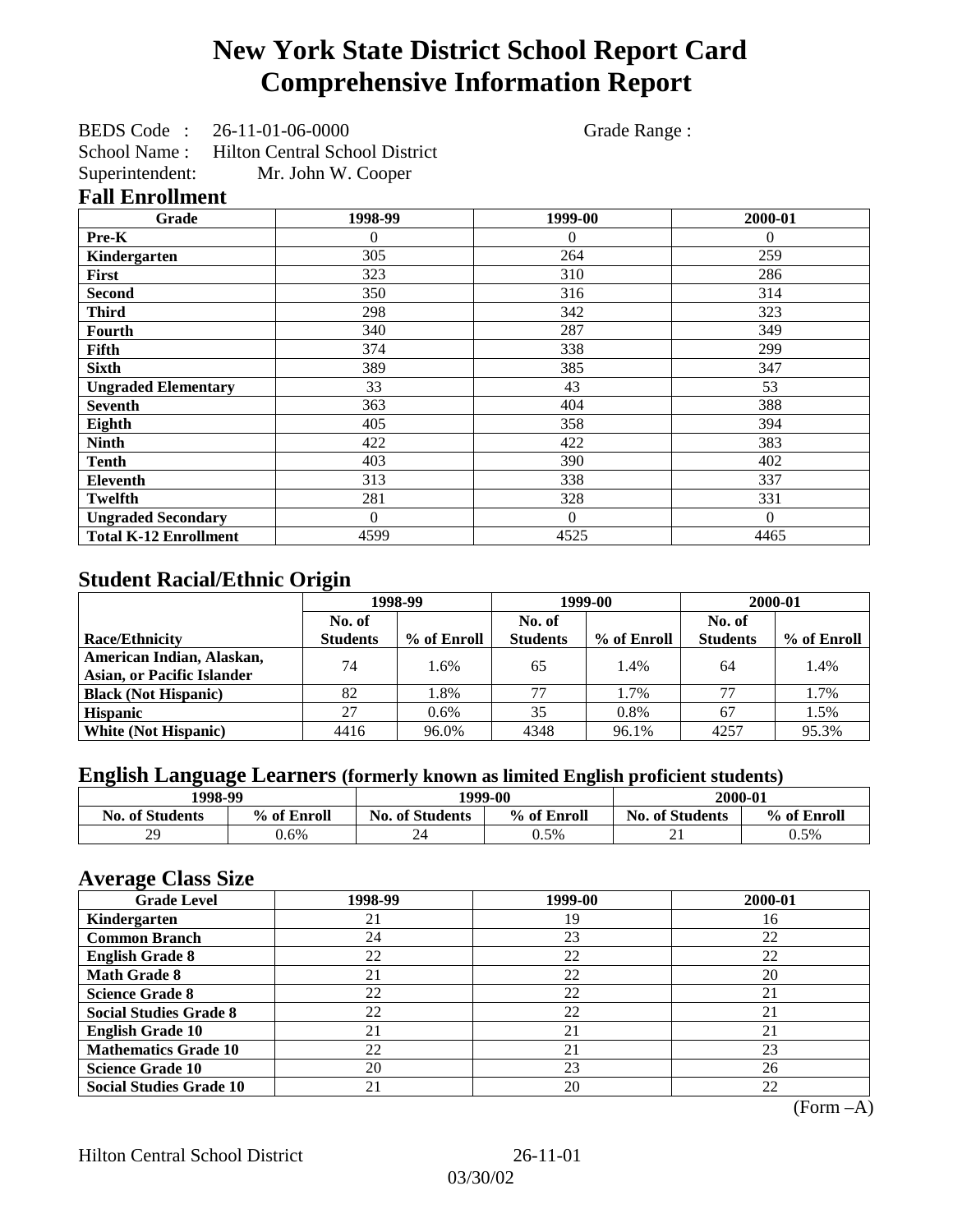# New York State District School Report Card
# Comprehensive Information Report

BEDS Code : 26-11-01-06-0000 Grade Range :

School Name : Hilton Central School District

Superintendent: Mr. John W. Cooper

## Fall Enrollment

| Grade | 1998-99 | 1999-00 | 2000-01 |
|---|---|---|---|
| **Pre-K** | 0 | 0 | 0 |
| **Kindergarten** | 305 | 264 | 259 |
| **First** | 323 | 310 | 286 |
| **Second** | 350 | 316 | 314 |
| **Third** | 298 | 342 | 323 |
| **Fourth** | 340 | 287 | 349 |
| **Fifth** | 374 | 338 | 299 |
| **Sixth** | 389 | 385 | 347 |
| **Ungraded Elementary** | 33 | 43 | 53 |
| **Seventh** | 363 | 404 | 388 |
| **Eighth** | 405 | 358 | 394 |
| **Ninth** | 422 | 422 | 383 |
| **Tenth** | 403 | 390 | 402 |
| **Eleventh** | 313 | 338 | 337 |
| **Twelfth** | 281 | 328 | 331 |
| **Ungraded Secondary** | 0 | 0 | 0 |
| **Total K-12 Enrollment** | 4599 | 4525 | 4465 |

## Student Racial/Ethnic Origin

| | 1998-99 | | 1999-00 | | 2000-01 | |
|---|---|---|---|---|---|---|
| **Race/Ethnicity** | **No. of Students** | **% of Enroll** | **No. of Students** | **% of Enroll** | **No. of Students** | **% of Enroll** |
| **American Indian, Alaskan, Asian, or Pacific Islander** | 74 | 1.6% | 65 | 1.4% | 64 | 1.4% |
| **Black (Not Hispanic)** | 82 | 1.8% | 77 | 1.7% | 77 | 1.7% |
| **Hispanic** | 27 | 0.6% | 35 | 0.8% | 67 | 1.5% |
| **White (Not Hispanic)** | 4416 | 96.0% | 4348 | 96.1% | 4257 | 95.3% |

## English Language Learners (formerly known as limited English proficient students)

| 1998-99 | | 1999-00 | | 2000-01 | |
|---|---|---|---|---|---|
| **No. of Students** | **% of Enroll** | **No. of Students** | **% of Enroll** | **No. of Students** | **% of Enroll** |
| 29 | 0.6% | 24 | 0.5% | 21 | 0.5% |

## Average Class Size

| Grade Level | 1998-99 | 1999-00 | 2000-01 |
|---|---|---|---|
| **Kindergarten** | 21 | 19 | 16 |
| **Common Branch** | 24 | 23 | 22 |
| **English Grade 8** | 22 | 22 | 22 |
| **Math Grade 8** | 21 | 22 | 20 |
| **Science Grade 8** | 22 | 22 | 21 |
| **Social Studies Grade 8** | 22 | 22 | 21 |
| **English Grade 10** | 21 | 21 | 21 |
| **Mathematics Grade 10** | 22 | 21 | 23 |
| **Science Grade 10** | 20 | 23 | 26 |
| **Social Studies Grade 10** | 21 | 20 | 22 |

(Form –A)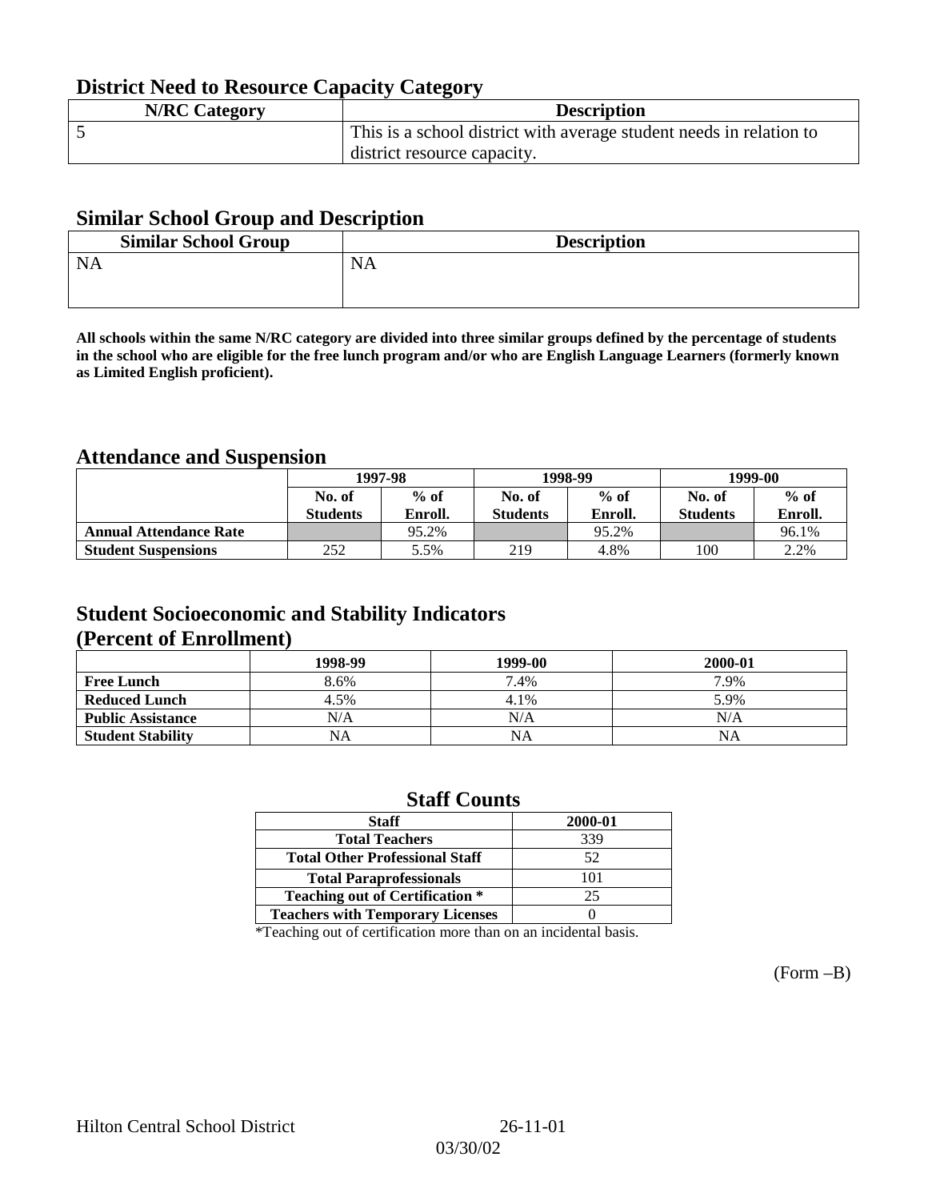## District Need to Resource Capacity Category

| N/RC Category | Description |
|---|---|
| 5 | This is a school district with average student needs in relation to district resource capacity. |

## Similar School Group and Description

| Similar School Group | Description |
|---|---|
| NA | NA |

**All schools within the same N/RC category are divided into three similar groups defined by the percentage of students in the school who are eligible for the free lunch program and/or who are English Language Learners (formerly known as Limited English proficient).**

## Attendance and Suspension

| | 1997-98 | | 1998-99 | | 1999-00 | |
|---|---|---|---|---|---|---|
| | No. of Students | % of Enroll. | No. of Students | % of Enroll. | No. of Students | % of Enroll. |
| **Annual Attendance Rate** | | 95.2% | | 95.2% | | 96.1% |
| **Student Suspensions** | 252 | 5.5% | 219 | 4.8% | 100 | 2.2% |

## Student Socioeconomic and Stability Indicators (Percent of Enrollment)

| | 1998-99 | 1999-00 | 2000-01 |
|---|---|---|---|
| **Free Lunch** | 8.6% | 7.4% | 7.9% |
| **Reduced Lunch** | 4.5% | 4.1% | 5.9% |
| **Public Assistance** | N/A | N/A | N/A |
| **Student Stability** | NA | NA | NA |

## Staff Counts

| Staff | 2000-01 |
|---|---|
| Total Teachers | 339 |
| Total Other Professional Staff | 52 |
| Total Paraprofessionals | 101 |
| Teaching out of Certification * | 25 |
| Teachers with Temporary Licenses | 0 |

*Teaching out of certification more than on an incidental basis.

(Form –B)

Hilton Central School District 26-11-01

03/30/02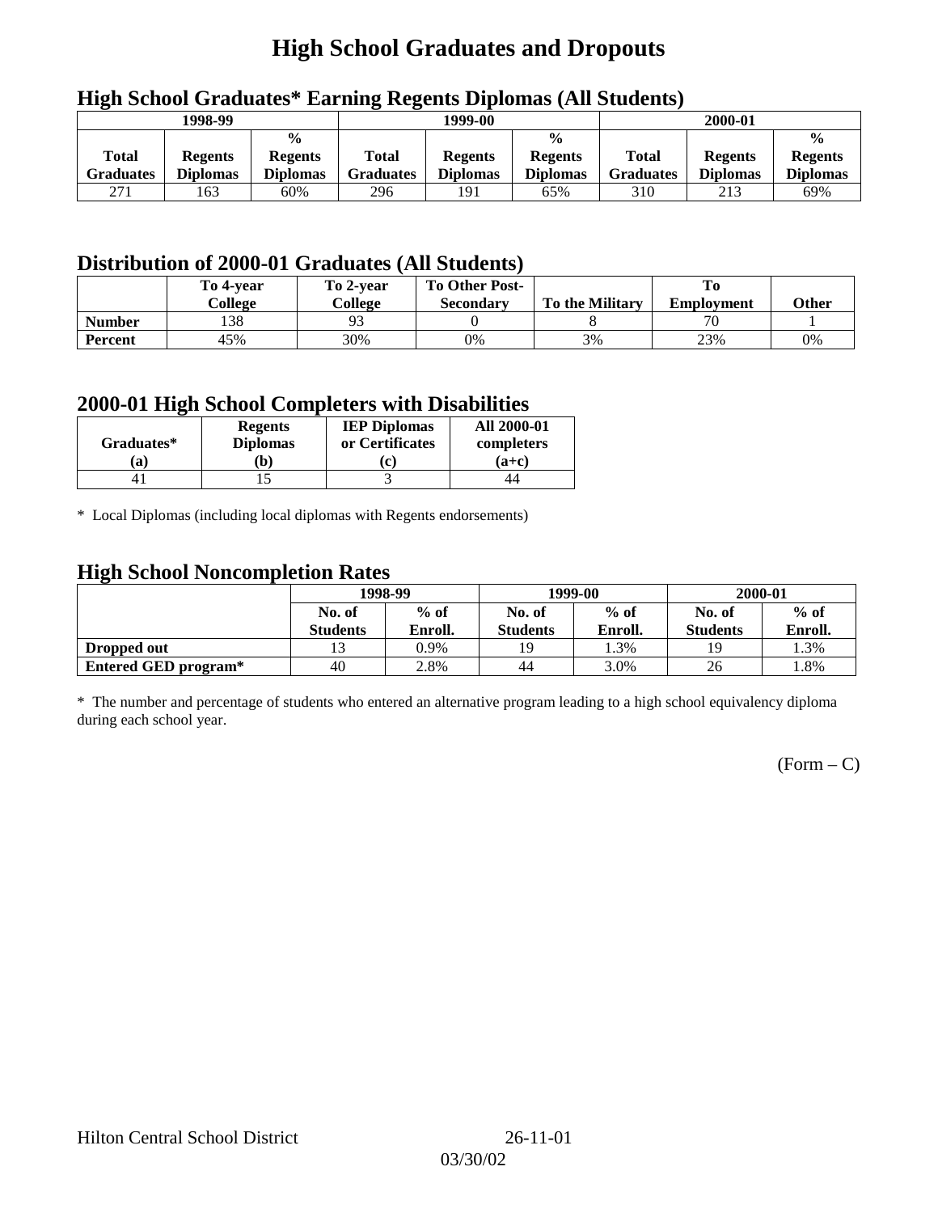# High School Graduates and Dropouts

## High School Graduates* Earning Regents Diplomas (All Students)

| 1998-99 | | | 1999-00 | | | 2000-01 | | |
|---|---|---|---|---|---|---|---|---|
| Total Graduates | Regents Diplomas | % Regents Diplomas | Total Graduates | Regents Diplomas | % Regents Diplomas | Total Graduates | Regents Diplomas | % Regents Diplomas |
| 271 | 163 | 60% | 296 | 191 | 65% | 310 | 213 | 69% |

## Distribution of 2000-01 Graduates (All Students)

| | To 4-year College | To 2-year College | To Other Post-Secondary | To the Military | To Employment | Other |
|---|---|---|---|---|---|---|
| **Number** | 138 | 93 | 0 | 8 | 70 | 1 |
| **Percent** | 45% | 30% | 0% | 3% | 23% | 0% |

## 2000-01 High School Completers with Disabilities

| Graduates* (a) | Regents Diplomas (b) | IEP Diplomas or Certificates (c) | All 2000-01 completers (a+c) |
|---|---|---|---|
| 41 | 15 | 3 | 44 |

\* Local Diplomas (including local diplomas with Regents endorsements)

## High School Noncompletion Rates

| | 1998-99 | | 1999-00 | | 2000-01 | |
|---|---|---|---|---|---|---|
| | No. of Students | % of Enroll. | No. of Students | % of Enroll. | No. of Students | % of Enroll. |
| **Dropped out** | 13 | 0.9% | 19 | 1.3% | 19 | 1.3% |
| **Entered GED program*** | 40 | 2.8% | 44 | 3.0% | 26 | 1.8% |

\* The number and percentage of students who entered an alternative program leading to a high school equivalency diploma during each school year.

(Form – C)

Hilton Central School District 26-11-01

03/30/02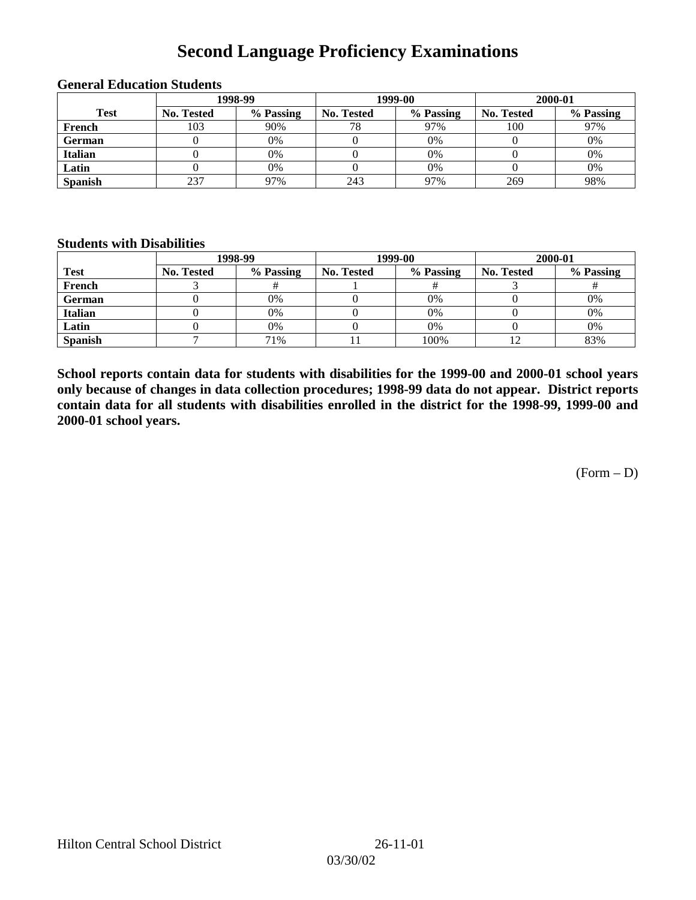# Second Language Proficiency Examinations

### General Education Students

| Test | 1998-99 | | 1999-00 | | 2000-01 | |
|---|---|---|---|---|---|---|
| | No. Tested | % Passing | No. Tested | % Passing | No. Tested | % Passing |
| French | 103 | 90% | 78 | 97% | 100 | 97% |
| German | 0 | 0% | 0 | 0% | 0 | 0% |
| Italian | 0 | 0% | 0 | 0% | 0 | 0% |
| Latin | 0 | 0% | 0 | 0% | 0 | 0% |
| Spanish | 237 | 97% | 243 | 97% | 269 | 98% |

### Students with Disabilities

| Test | 1998-99 | | 1999-00 | | 2000-01 | |
|---|---|---|---|---|---|---|
| | No. Tested | % Passing | No. Tested | % Passing | No. Tested | % Passing |
| French | 3 | # | 1 | # | 3 | # |
| German | 0 | 0% | 0 | 0% | 0 | 0% |
| Italian | 0 | 0% | 0 | 0% | 0 | 0% |
| Latin | 0 | 0% | 0 | 0% | 0 | 0% |
| Spanish | 7 | 71% | 11 | 100% | 12 | 83% |

**School reports contain data for students with disabilities for the 1999-00 and 2000-01 school years only because of changes in data collection procedures; 1998-99 data do not appear. District reports contain data for all students with disabilities enrolled in the district for the 1998-99, 1999-00 and 2000-01 school years.**

(Form – D)

Hilton Central School District 26-11-01

03/30/02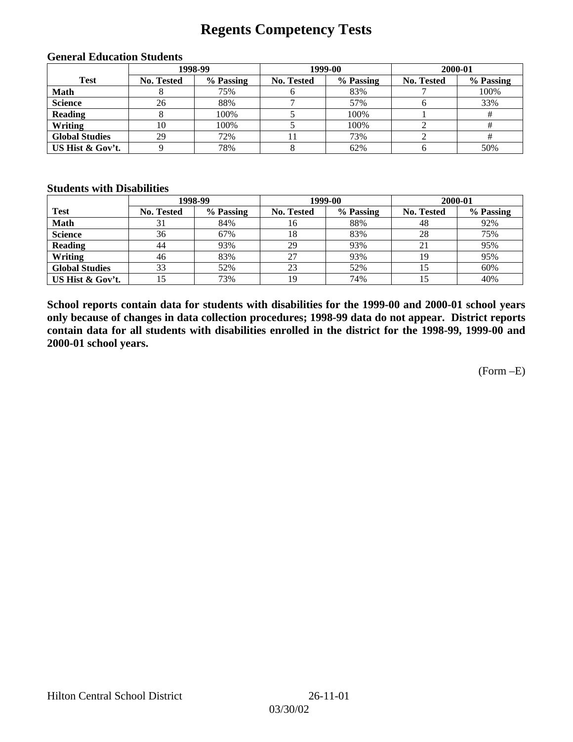# Regents Competency Tests

### General Education Students

| Test | 1998-99 | | 1999-00 | | 2000-01 | |
|---|---|---|---|---|---|---|
| | No. Tested | % Passing | No. Tested | % Passing | No. Tested | % Passing |
| **Math** | 8 | 75% | 6 | 83% | 7 | 100% |
| **Science** | 26 | 88% | 7 | 57% | 6 | 33% |
| **Reading** | 8 | 100% | 5 | 100% | 1 | # |
| **Writing** | 10 | 100% | 5 | 100% | 2 | # |
| **Global Studies** | 29 | 72% | 11 | 73% | 2 | # |
| **US Hist & Gov't.** | 9 | 78% | 8 | 62% | 6 | 50% |

### Students with Disabilities

| Test | 1998-99 | | 1999-00 | | 2000-01 | |
|---|---|---|---|---|---|---|
| | No. Tested | % Passing | No. Tested | % Passing | No. Tested | % Passing |
| **Math** | 31 | 84% | 16 | 88% | 48 | 92% |
| **Science** | 36 | 67% | 18 | 83% | 28 | 75% |
| **Reading** | 44 | 93% | 29 | 93% | 21 | 95% |
| **Writing** | 46 | 83% | 27 | 93% | 19 | 95% |
| **Global Studies** | 33 | 52% | 23 | 52% | 15 | 60% |
| **US Hist & Gov't.** | 15 | 73% | 19 | 74% | 15 | 40% |

**School reports contain data for students with disabilities for the 1999-00 and 2000-01 school years only because of changes in data collection procedures; 1998-99 data do not appear. District reports contain data for all students with disabilities enrolled in the district for the 1998-99, 1999-00 and 2000-01 school years.**

(Form –E)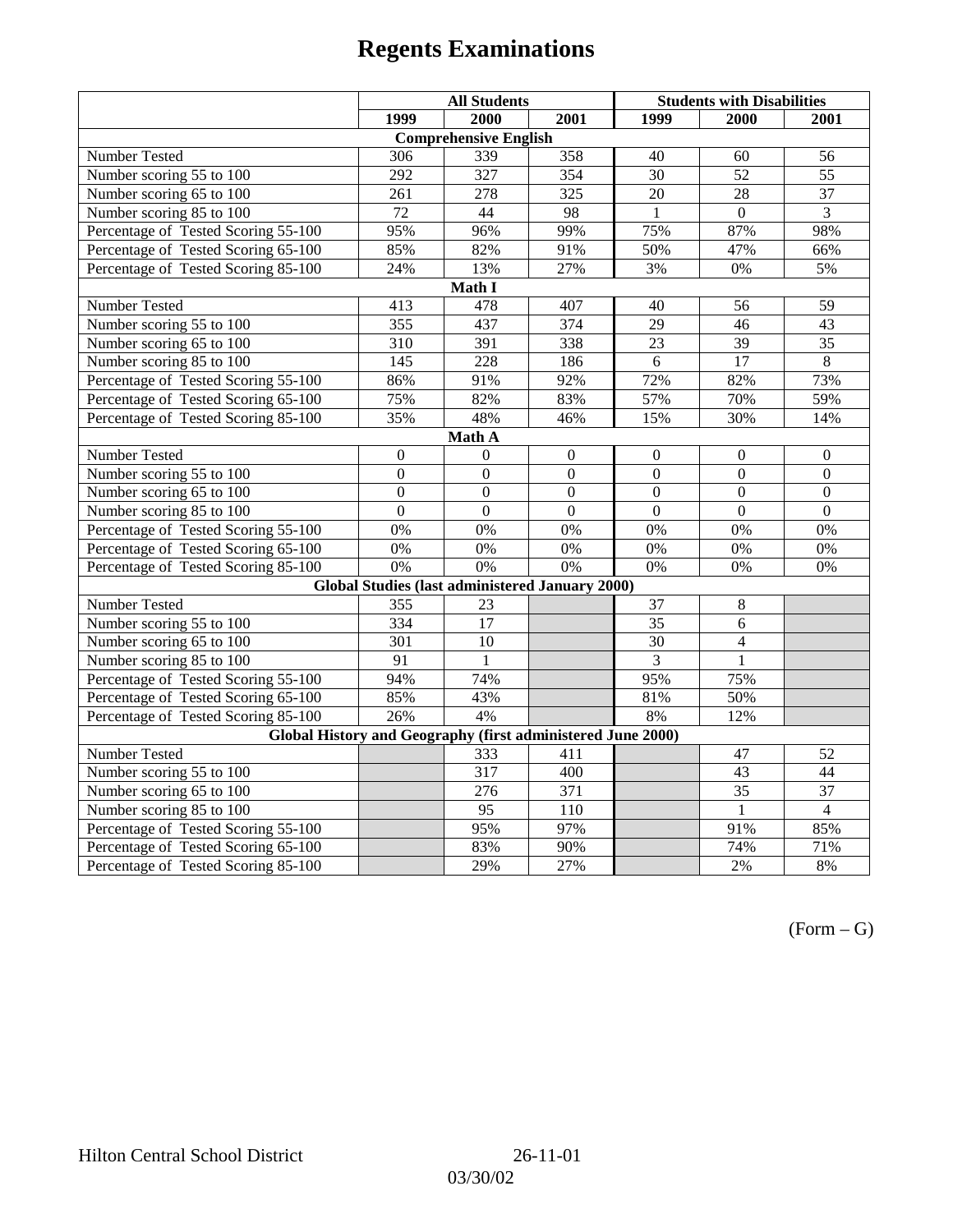# Regents Examinations

| | All Students | | | Students with Disabilities | | |
|---|---|---|---|---|---|---|
| | 1999 | 2000 | 2001 | 1999 | 2000 | 2001 |
| **Comprehensive English** | | | | | | |
| Number Tested | 306 | 339 | 358 | 40 | 60 | 56 |
| Number scoring 55 to 100 | 292 | 327 | 354 | 30 | 52 | 55 |
| Number scoring 65 to 100 | 261 | 278 | 325 | 20 | 28 | 37 |
| Number scoring 85 to 100 | 72 | 44 | 98 | 1 | 0 | 3 |
| Percentage of Tested Scoring 55-100 | 95% | 96% | 99% | 75% | 87% | 98% |
| Percentage of Tested Scoring 65-100 | 85% | 82% | 91% | 50% | 47% | 66% |
| Percentage of Tested Scoring 85-100 | 24% | 13% | 27% | 3% | 0% | 5% |
| **Math I** | | | | | | |
| Number Tested | 413 | 478 | 407 | 40 | 56 | 59 |
| Number scoring 55 to 100 | 355 | 437 | 374 | 29 | 46 | 43 |
| Number scoring 65 to 100 | 310 | 391 | 338 | 23 | 39 | 35 |
| Number scoring 85 to 100 | 145 | 228 | 186 | 6 | 17 | 8 |
| Percentage of Tested Scoring 55-100 | 86% | 91% | 92% | 72% | 82% | 73% |
| Percentage of Tested Scoring 65-100 | 75% | 82% | 83% | 57% | 70% | 59% |
| Percentage of Tested Scoring 85-100 | 35% | 48% | 46% | 15% | 30% | 14% |
| **Math A** | | | | | | |
| Number Tested | 0 | 0 | 0 | 0 | 0 | 0 |
| Number scoring 55 to 100 | 0 | 0 | 0 | 0 | 0 | 0 |
| Number scoring 65 to 100 | 0 | 0 | 0 | 0 | 0 | 0 |
| Number scoring 85 to 100 | 0 | 0 | 0 | 0 | 0 | 0 |
| Percentage of Tested Scoring 55-100 | 0% | 0% | 0% | 0% | 0% | 0% |
| Percentage of Tested Scoring 65-100 | 0% | 0% | 0% | 0% | 0% | 0% |
| Percentage of Tested Scoring 85-100 | 0% | 0% | 0% | 0% | 0% | 0% |
| **Global Studies (last administered January 2000)** | | | | | | |
| Number Tested | 355 | 23 | | 37 | 8 | |
| Number scoring 55 to 100 | 334 | 17 | | 35 | 6 | |
| Number scoring 65 to 100 | 301 | 10 | | 30 | 4 | |
| Number scoring 85 to 100 | 91 | 1 | | 3 | 1 | |
| Percentage of Tested Scoring 55-100 | 94% | 74% | | 95% | 75% | |
| Percentage of Tested Scoring 65-100 | 85% | 43% | | 81% | 50% | |
| Percentage of Tested Scoring 85-100 | 26% | 4% | | 8% | 12% | |
| **Global History and Geography (first administered June 2000)** | | | | | | |
| Number Tested | | 333 | 411 | | 47 | 52 |
| Number scoring 55 to 100 | | 317 | 400 | | 43 | 44 |
| Number scoring 65 to 100 | | 276 | 371 | | 35 | 37 |
| Number scoring 85 to 100 | | 95 | 110 | | 1 | 4 |
| Percentage of Tested Scoring 55-100 | | 95% | 97% | | 91% | 85% |
| Percentage of Tested Scoring 65-100 | | 83% | 90% | | 74% | 71% |
| Percentage of Tested Scoring 85-100 | | 29% | 27% | | 2% | 8% |

(Form – G)

Hilton Central School District 26-11-01

03/30/02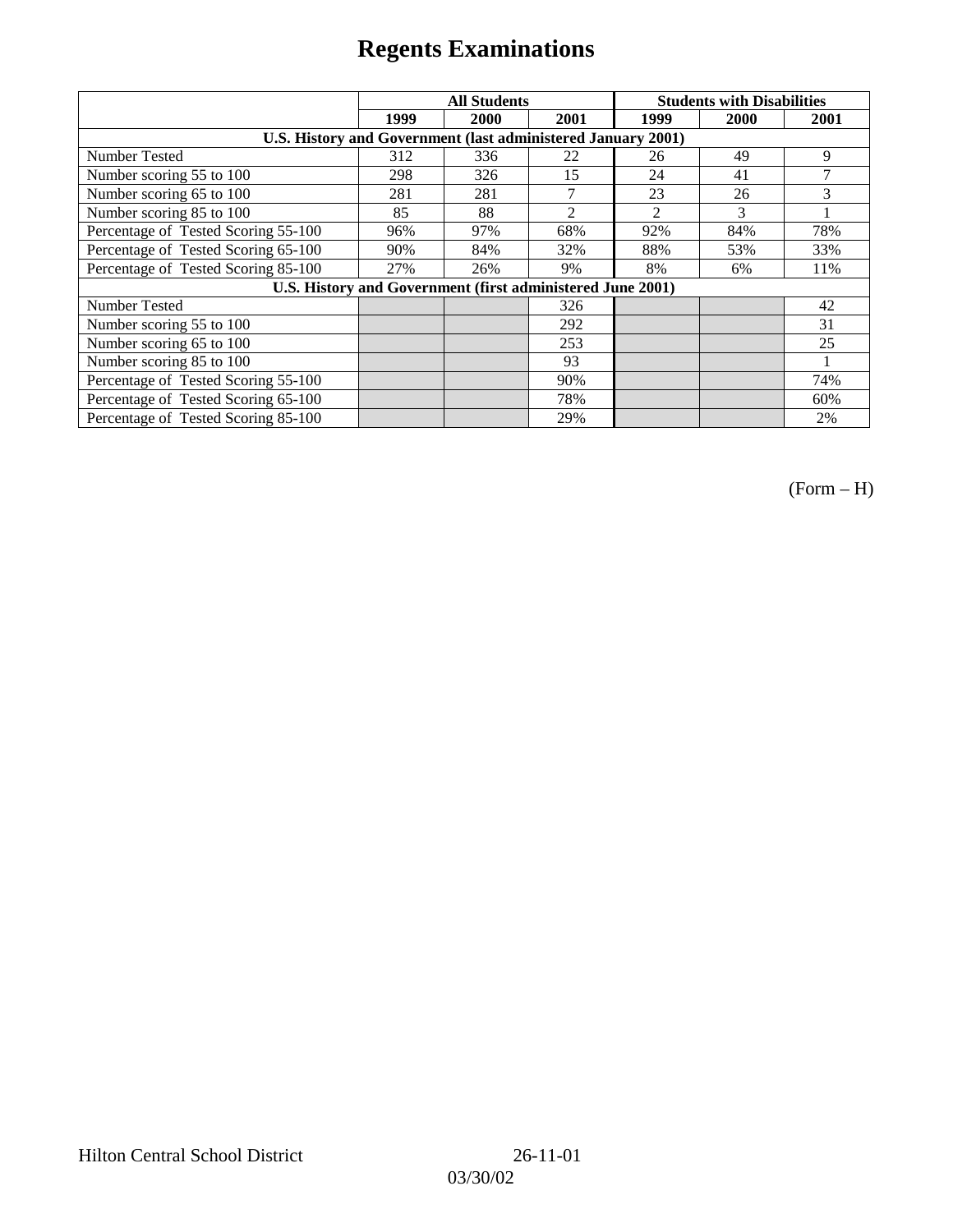# Regents Examinations

| | All Students | | | Students with Disabilities | | |
|---|---|---|---|---|---|---|
| | 1999 | 2000 | 2001 | 1999 | 2000 | 2001 |
| **U.S. History and Government (last administered January 2001)** | | | | | | |
| Number Tested | 312 | 336 | 22 | 26 | 49 | 9 |
| Number scoring 55 to 100 | 298 | 326 | 15 | 24 | 41 | 7 |
| Number scoring 65 to 100 | 281 | 281 | 7 | 23 | 26 | 3 |
| Number scoring 85 to 100 | 85 | 88 | 2 | 2 | 3 | 1 |
| Percentage of Tested Scoring 55-100 | 96% | 97% | 68% | 92% | 84% | 78% |
| Percentage of Tested Scoring 65-100 | 90% | 84% | 32% | 88% | 53% | 33% |
| Percentage of Tested Scoring 85-100 | 27% | 26% | 9% | 8% | 6% | 11% |
| **U.S. History and Government (first administered June 2001)** | | | | | | |
| Number Tested | | | 326 | | | 42 |
| Number scoring 55 to 100 | | | 292 | | | 31 |
| Number scoring 65 to 100 | | | 253 | | | 25 |
| Number scoring 85 to 100 | | | 93 | | | 1 |
| Percentage of Tested Scoring 55-100 | | | 90% | | | 74% |
| Percentage of Tested Scoring 65-100 | | | 78% | | | 60% |
| Percentage of Tested Scoring 85-100 | | | 29% | | | 2% |

(Form – H)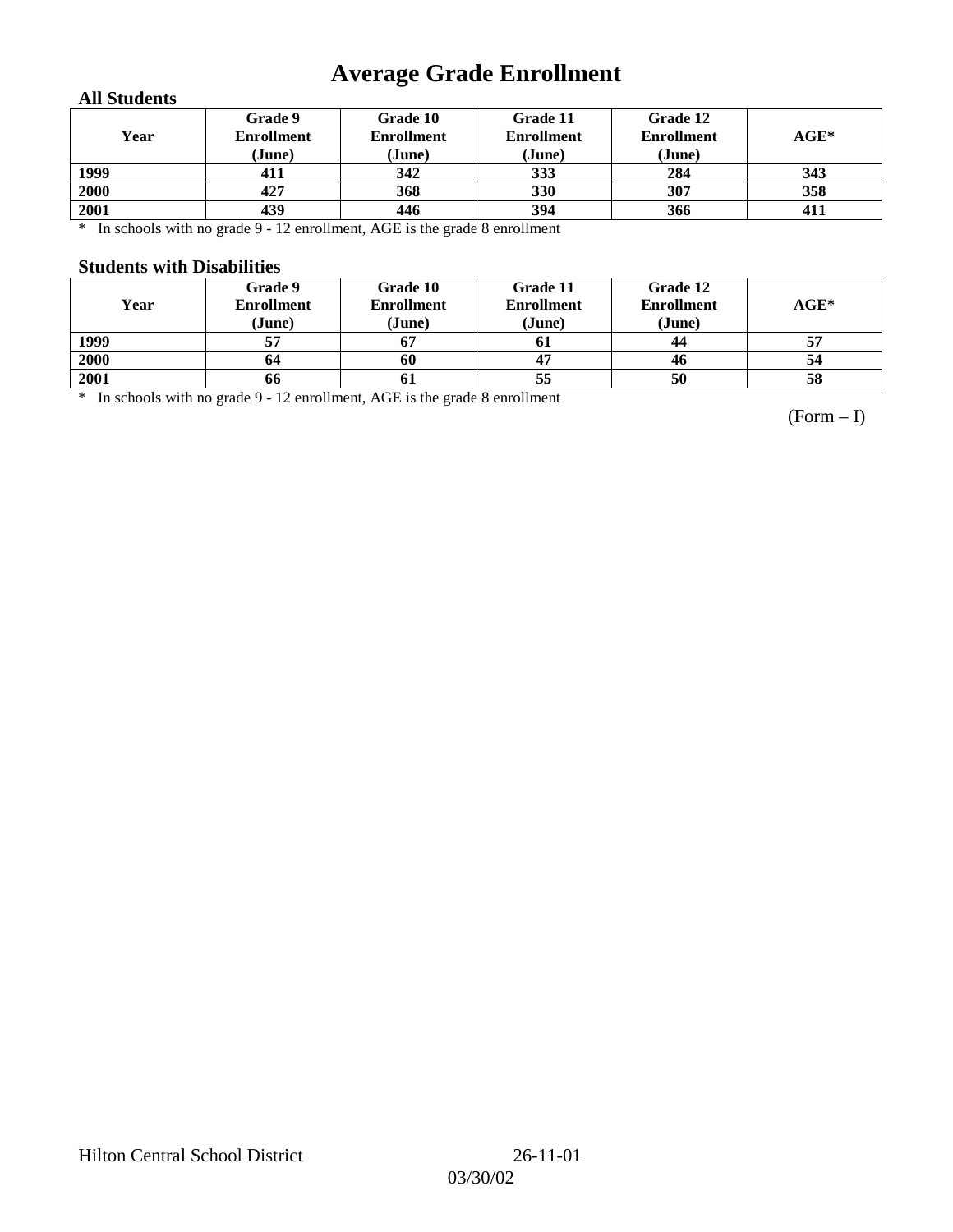# Average Grade Enrollment

### All Students

| Year | Grade 9 Enrollment (June) | Grade 10 Enrollment (June) | Grade 11 Enrollment (June) | Grade 12 Enrollment (June) | AGE* |
|---|---|---|---|---|---|
| 1999 | 411 | 342 | 333 | 284 | 343 |
| 2000 | 427 | 368 | 330 | 307 | 358 |
| 2001 | 439 | 446 | 394 | 366 | 411 |

* In schools with no grade 9 - 12 enrollment, AGE is the grade 8 enrollment

### Students with Disabilities

| Year | Grade 9 Enrollment (June) | Grade 10 Enrollment (June) | Grade 11 Enrollment (June) | Grade 12 Enrollment (June) | AGE* |
|---|---|---|---|---|---|
| 1999 | 57 | 67 | 61 | 44 | 57 |
| 2000 | 64 | 60 | 47 | 46 | 54 |
| 2001 | 66 | 61 | 55 | 50 | 58 |

* In schools with no grade 9 - 12 enrollment, AGE is the grade 8 enrollment

(Form – I)

Hilton Central School District 26-11-01

03/30/02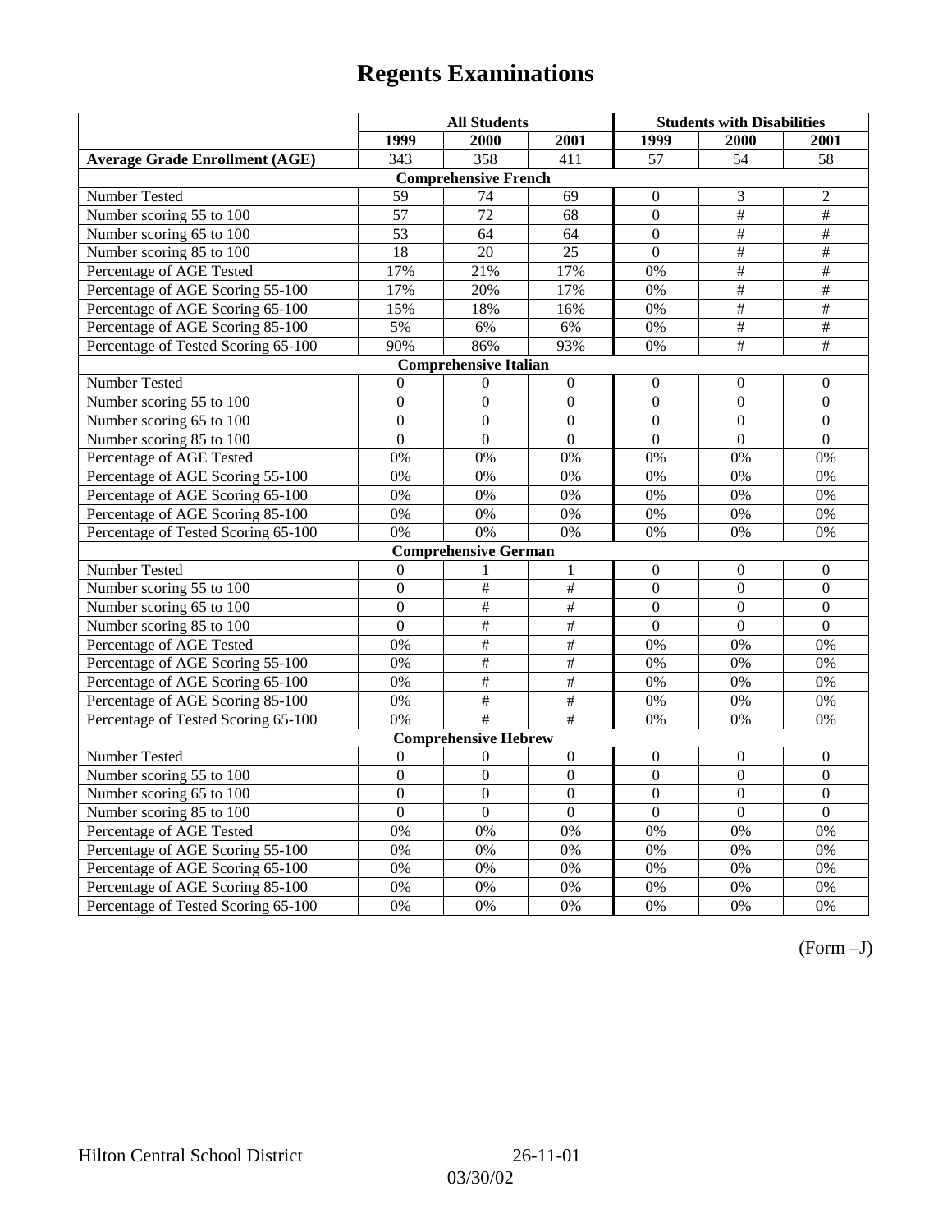# Regents Examinations

| | All Students | | | Students with Disabilities | | |
|---|---|---|---|---|---|---|
| | 1999 | 2000 | 2001 | 1999 | 2000 | 2001 |
| **Average Grade Enrollment (AGE)** | 343 | 358 | 411 | 57 | 54 | 58 |
| **Comprehensive French** | | | | | | |
| Number Tested | 59 | 74 | 69 | 0 | 3 | 2 |
| Number scoring 55 to 100 | 57 | 72 | 68 | 0 | # | # |
| Number scoring 65 to 100 | 53 | 64 | 64 | 0 | # | # |
| Number scoring 85 to 100 | 18 | 20 | 25 | 0 | # | # |
| Percentage of AGE Tested | 17% | 21% | 17% | 0% | # | # |
| Percentage of AGE Scoring 55-100 | 17% | 20% | 17% | 0% | # | # |
| Percentage of AGE Scoring 65-100 | 15% | 18% | 16% | 0% | # | # |
| Percentage of AGE Scoring 85-100 | 5% | 6% | 6% | 0% | # | # |
| Percentage of Tested Scoring 65-100 | 90% | 86% | 93% | 0% | # | # |
| **Comprehensive Italian** | | | | | | |
| Number Tested | 0 | 0 | 0 | 0 | 0 | 0 |
| Number scoring 55 to 100 | 0 | 0 | 0 | 0 | 0 | 0 |
| Number scoring 65 to 100 | 0 | 0 | 0 | 0 | 0 | 0 |
| Number scoring 85 to 100 | 0 | 0 | 0 | 0 | 0 | 0 |
| Percentage of AGE Tested | 0% | 0% | 0% | 0% | 0% | 0% |
| Percentage of AGE Scoring 55-100 | 0% | 0% | 0% | 0% | 0% | 0% |
| Percentage of AGE Scoring 65-100 | 0% | 0% | 0% | 0% | 0% | 0% |
| Percentage of AGE Scoring 85-100 | 0% | 0% | 0% | 0% | 0% | 0% |
| Percentage of Tested Scoring 65-100 | 0% | 0% | 0% | 0% | 0% | 0% |
| **Comprehensive German** | | | | | | |
| Number Tested | 0 | 1 | 1 | 0 | 0 | 0 |
| Number scoring 55 to 100 | 0 | # | # | 0 | 0 | 0 |
| Number scoring 65 to 100 | 0 | # | # | 0 | 0 | 0 |
| Number scoring 85 to 100 | 0 | # | # | 0 | 0 | 0 |
| Percentage of AGE Tested | 0% | # | # | 0% | 0% | 0% |
| Percentage of AGE Scoring 55-100 | 0% | # | # | 0% | 0% | 0% |
| Percentage of AGE Scoring 65-100 | 0% | # | # | 0% | 0% | 0% |
| Percentage of AGE Scoring 85-100 | 0% | # | # | 0% | 0% | 0% |
| Percentage of Tested Scoring 65-100 | 0% | # | # | 0% | 0% | 0% |
| **Comprehensive Hebrew** | | | | | | |
| Number Tested | 0 | 0 | 0 | 0 | 0 | 0 |
| Number scoring 55 to 100 | 0 | 0 | 0 | 0 | 0 | 0 |
| Number scoring 65 to 100 | 0 | 0 | 0 | 0 | 0 | 0 |
| Number scoring 85 to 100 | 0 | 0 | 0 | 0 | 0 | 0 |
| Percentage of AGE Tested | 0% | 0% | 0% | 0% | 0% | 0% |
| Percentage of AGE Scoring 55-100 | 0% | 0% | 0% | 0% | 0% | 0% |
| Percentage of AGE Scoring 65-100 | 0% | 0% | 0% | 0% | 0% | 0% |
| Percentage of AGE Scoring 85-100 | 0% | 0% | 0% | 0% | 0% | 0% |
| Percentage of Tested Scoring 65-100 | 0% | 0% | 0% | 0% | 0% | 0% |

(Form –J)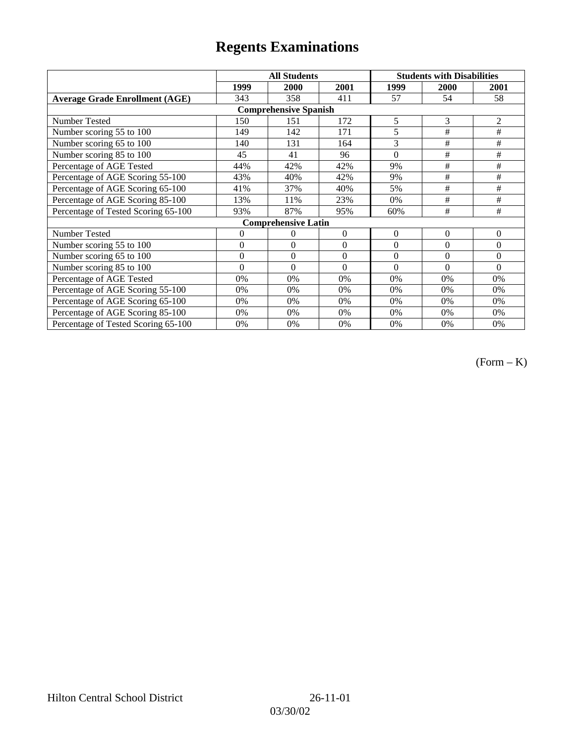# Regents Examinations

| | All Students | | | Students with Disabilities | | |
|---|---|---|---|---|---|---|
| | 1999 | 2000 | 2001 | 1999 | 2000 | 2001 |
| **Average Grade Enrollment (AGE)** | 343 | 358 | 411 | 57 | 54 | 58 |
| **Comprehensive Spanish** | | | | | | |
| Number Tested | 150 | 151 | 172 | 5 | 3 | 2 |
| Number scoring 55 to 100 | 149 | 142 | 171 | 5 | # | # |
| Number scoring 65 to 100 | 140 | 131 | 164 | 3 | # | # |
| Number scoring 85 to 100 | 45 | 41 | 96 | 0 | # | # |
| Percentage of AGE Tested | 44% | 42% | 42% | 9% | # | # |
| Percentage of AGE Scoring 55-100 | 43% | 40% | 42% | 9% | # | # |
| Percentage of AGE Scoring 65-100 | 41% | 37% | 40% | 5% | # | # |
| Percentage of AGE Scoring 85-100 | 13% | 11% | 23% | 0% | # | # |
| Percentage of Tested Scoring 65-100 | 93% | 87% | 95% | 60% | # | # |
| **Comprehensive Latin** | | | | | | |
| Number Tested | 0 | 0 | 0 | 0 | 0 | 0 |
| Number scoring 55 to 100 | 0 | 0 | 0 | 0 | 0 | 0 |
| Number scoring 65 to 100 | 0 | 0 | 0 | 0 | 0 | 0 |
| Number scoring 85 to 100 | 0 | 0 | 0 | 0 | 0 | 0 |
| Percentage of AGE Tested | 0% | 0% | 0% | 0% | 0% | 0% |
| Percentage of AGE Scoring 55-100 | 0% | 0% | 0% | 0% | 0% | 0% |
| Percentage of AGE Scoring 65-100 | 0% | 0% | 0% | 0% | 0% | 0% |
| Percentage of AGE Scoring 85-100 | 0% | 0% | 0% | 0% | 0% | 0% |
| Percentage of Tested Scoring 65-100 | 0% | 0% | 0% | 0% | 0% | 0% |

(Form – K)

Hilton Central School District 26-11-01

03/30/02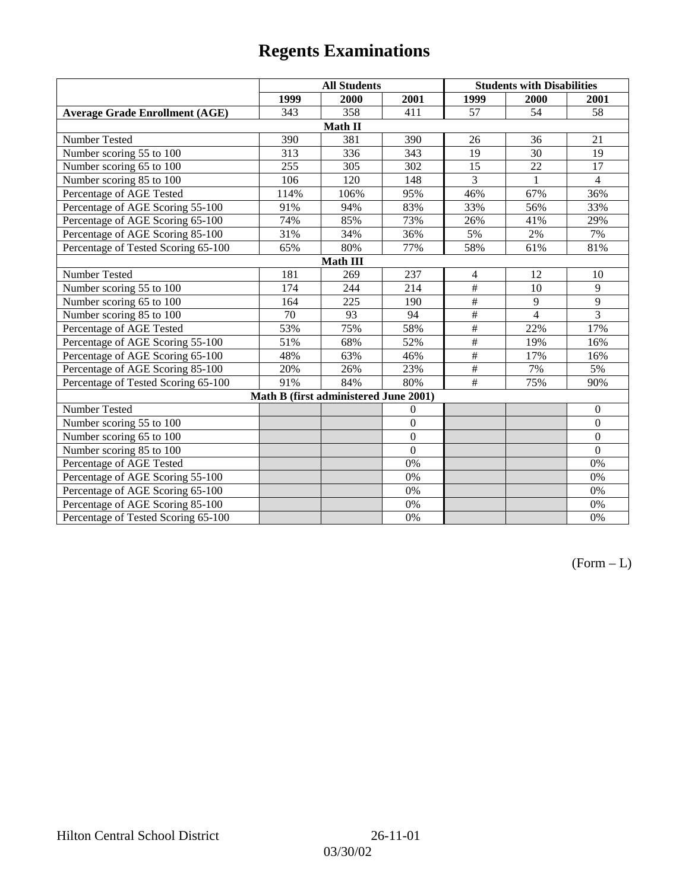# Regents Examinations

| | All Students | | | Students with Disabilities | | |
|---|---|---|---|---|---|---|
| | 1999 | 2000 | 2001 | 1999 | 2000 | 2001 |
| **Average Grade Enrollment (AGE)** | 343 | 358 | 411 | 57 | 54 | 58 |
| **Math II** | | | | | | |
| Number Tested | 390 | 381 | 390 | 26 | 36 | 21 |
| Number scoring 55 to 100 | 313 | 336 | 343 | 19 | 30 | 19 |
| Number scoring 65 to 100 | 255 | 305 | 302 | 15 | 22 | 17 |
| Number scoring 85 to 100 | 106 | 120 | 148 | 3 | 1 | 4 |
| Percentage of AGE Tested | 114% | 106% | 95% | 46% | 67% | 36% |
| Percentage of AGE Scoring 55-100 | 91% | 94% | 83% | 33% | 56% | 33% |
| Percentage of AGE Scoring 65-100 | 74% | 85% | 73% | 26% | 41% | 29% |
| Percentage of AGE Scoring 85-100 | 31% | 34% | 36% | 5% | 2% | 7% |
| Percentage of Tested Scoring 65-100 | 65% | 80% | 77% | 58% | 61% | 81% |
| **Math III** | | | | | | |
| Number Tested | 181 | 269 | 237 | 4 | 12 | 10 |
| Number scoring 55 to 100 | 174 | 244 | 214 | # | 10 | 9 |
| Number scoring 65 to 100 | 164 | 225 | 190 | # | 9 | 9 |
| Number scoring 85 to 100 | 70 | 93 | 94 | # | 4 | 3 |
| Percentage of AGE Tested | 53% | 75% | 58% | # | 22% | 17% |
| Percentage of AGE Scoring 55-100 | 51% | 68% | 52% | # | 19% | 16% |
| Percentage of AGE Scoring 65-100 | 48% | 63% | 46% | # | 17% | 16% |
| Percentage of AGE Scoring 85-100 | 20% | 26% | 23% | # | 7% | 5% |
| Percentage of Tested Scoring 65-100 | 91% | 84% | 80% | # | 75% | 90% |
| **Math B (first administered June 2001)** | | | | | | |
| Number Tested | | | 0 | | | 0 |
| Number scoring 55 to 100 | | | 0 | | | 0 |
| Number scoring 65 to 100 | | | 0 | | | 0 |
| Number scoring 85 to 100 | | | 0 | | | 0 |
| Percentage of AGE Tested | | | 0% | | | 0% |
| Percentage of AGE Scoring 55-100 | | | 0% | | | 0% |
| Percentage of AGE Scoring 65-100 | | | 0% | | | 0% |
| Percentage of AGE Scoring 85-100 | | | 0% | | | 0% |
| Percentage of Tested Scoring 65-100 | | | 0% | | | 0% |

(Form – L)

Hilton Central School District 26-11-01

03/30/02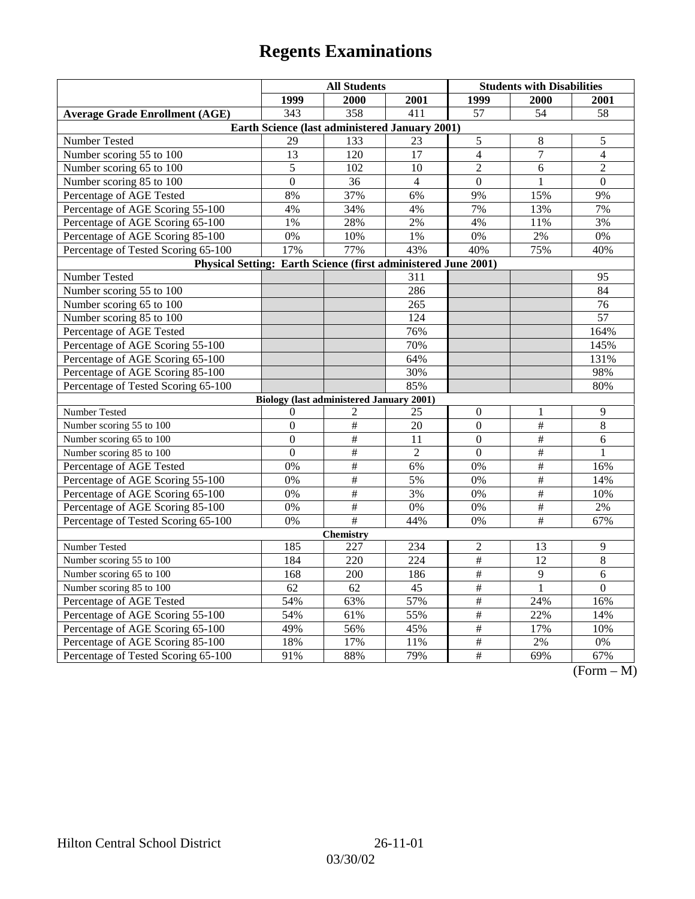# Regents Examinations

| | All Students | | | Students with Disabilities | | |
|---|---|---|---|---|---|---|
| | 1999 | 2000 | 2001 | 1999 | 2000 | 2001 |
| **Average Grade Enrollment (AGE)** | 343 | 358 | 411 | 57 | 54 | 58 |
| **Earth Science (last administered January 2001)** | | | | | | |
| Number Tested | 29 | 133 | 23 | 5 | 8 | 5 |
| Number scoring 55 to 100 | 13 | 120 | 17 | 4 | 7 | 4 |
| Number scoring 65 to 100 | 5 | 102 | 10 | 2 | 6 | 2 |
| Number scoring 85 to 100 | 0 | 36 | 4 | 0 | 1 | 0 |
| Percentage of AGE Tested | 8% | 37% | 6% | 9% | 15% | 9% |
| Percentage of AGE Scoring 55-100 | 4% | 34% | 4% | 7% | 13% | 7% |
| Percentage of AGE Scoring 65-100 | 1% | 28% | 2% | 4% | 11% | 3% |
| Percentage of AGE Scoring 85-100 | 0% | 10% | 1% | 0% | 2% | 0% |
| Percentage of Tested Scoring 65-100 | 17% | 77% | 43% | 40% | 75% | 40% |
| **Physical Setting: Earth Science (first administered June 2001)** | | | | | | |
| Number Tested | | | 311 | | | 95 |
| Number scoring 55 to 100 | | | 286 | | | 84 |
| Number scoring 65 to 100 | | | 265 | | | 76 |
| Number scoring 85 to 100 | | | 124 | | | 57 |
| Percentage of AGE Tested | | | 76% | | | 164% |
| Percentage of AGE Scoring 55-100 | | | 70% | | | 145% |
| Percentage of AGE Scoring 65-100 | | | 64% | | | 131% |
| Percentage of AGE Scoring 85-100 | | | 30% | | | 98% |
| Percentage of Tested Scoring 65-100 | | | 85% | | | 80% |
| **Biology (last administered January 2001)** | | | | | | |
| Number Tested | 0 | 2 | 25 | 0 | 1 | 9 |
| Number scoring 55 to 100 | 0 | # | 20 | 0 | # | 8 |
| Number scoring 65 to 100 | 0 | # | 11 | 0 | # | 6 |
| Number scoring 85 to 100 | 0 | # | 2 | 0 | # | 1 |
| Percentage of AGE Tested | 0% | # | 6% | 0% | # | 16% |
| Percentage of AGE Scoring 55-100 | 0% | # | 5% | 0% | # | 14% |
| Percentage of AGE Scoring 65-100 | 0% | # | 3% | 0% | # | 10% |
| Percentage of AGE Scoring 85-100 | 0% | # | 0% | 0% | # | 2% |
| Percentage of Tested Scoring 65-100 | 0% | # | 44% | 0% | # | 67% |
| **Chemistry** | | | | | | |
| Number Tested | 185 | 227 | 234 | 2 | 13 | 9 |
| Number scoring 55 to 100 | 184 | 220 | 224 | # | 12 | 8 |
| Number scoring 65 to 100 | 168 | 200 | 186 | # | 9 | 6 |
| Number scoring 85 to 100 | 62 | 62 | 45 | # | 1 | 0 |
| Percentage of AGE Tested | 54% | 63% | 57% | # | 24% | 16% |
| Percentage of AGE Scoring 55-100 | 54% | 61% | 55% | # | 22% | 14% |
| Percentage of AGE Scoring 65-100 | 49% | 56% | 45% | # | 17% | 10% |
| Percentage of AGE Scoring 85-100 | 18% | 17% | 11% | # | 2% | 0% |
| Percentage of Tested Scoring 65-100 | 91% | 88% | 79% | # | 69% | 67% |

(Form – M)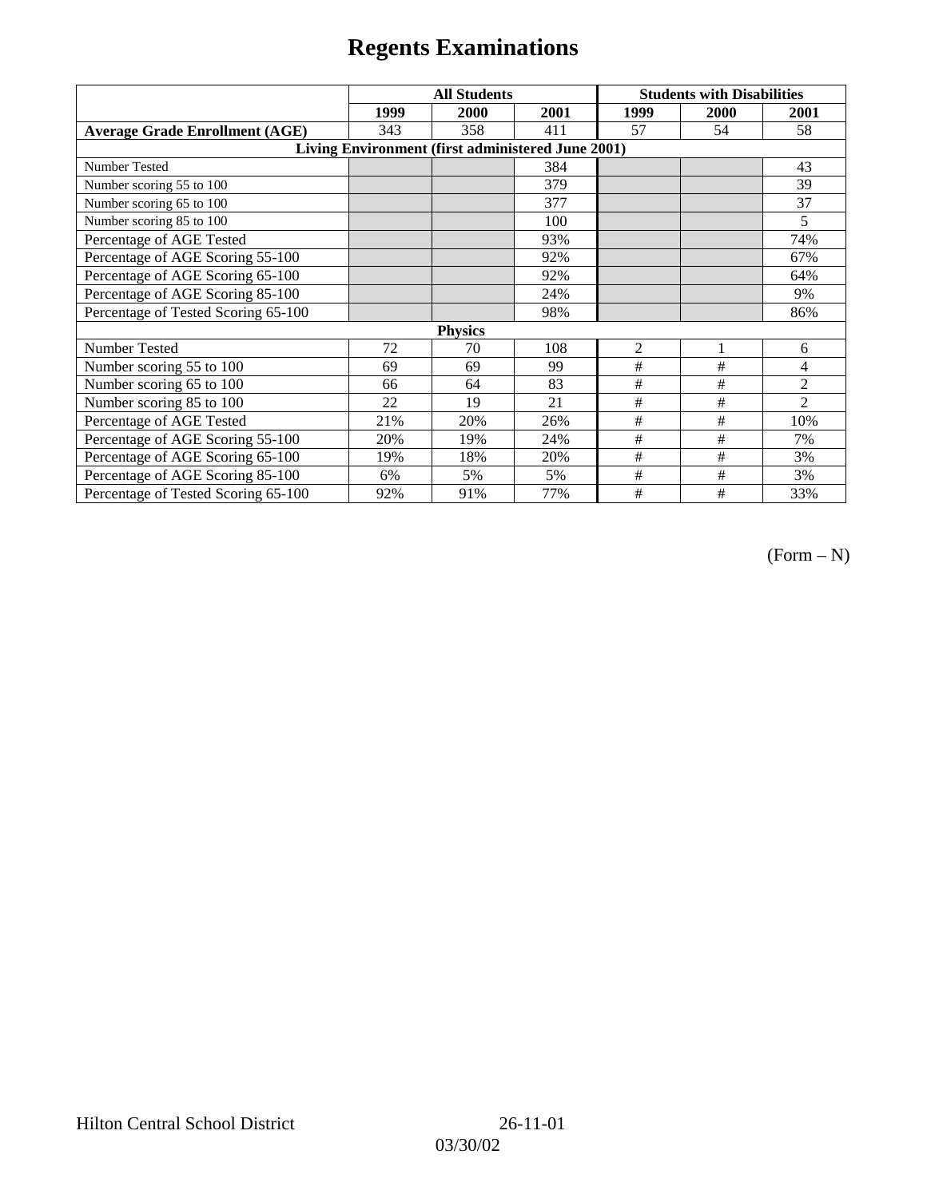# Regents Examinations

| | All Students | | | Students with Disabilities | | |
|---|---|---|---|---|---|---|
| | 1999 | 2000 | 2001 | 1999 | 2000 | 2001 |
| **Average Grade Enrollment (AGE)** | 343 | 358 | 411 | 57 | 54 | 58 |
| **Living Environment (first administered June 2001)** | | | | | | |
| Number Tested | | | 384 | | | 43 |
| Number scoring 55 to 100 | | | 379 | | | 39 |
| Number scoring 65 to 100 | | | 377 | | | 37 |
| Number scoring 85 to 100 | | | 100 | | | 5 |
| Percentage of AGE Tested | | | 93% | | | 74% |
| Percentage of AGE Scoring 55-100 | | | 92% | | | 67% |
| Percentage of AGE Scoring 65-100 | | | 92% | | | 64% |
| Percentage of AGE Scoring 85-100 | | | 24% | | | 9% |
| Percentage of Tested Scoring 65-100 | | | 98% | | | 86% |
| **Physics** | | | | | | |
| Number Tested | 72 | 70 | 108 | 2 | 1 | 6 |
| Number scoring 55 to 100 | 69 | 69 | 99 | # | # | 4 |
| Number scoring 65 to 100 | 66 | 64 | 83 | # | # | 2 |
| Number scoring 85 to 100 | 22 | 19 | 21 | # | # | 2 |
| Percentage of AGE Tested | 21% | 20% | 26% | # | # | 10% |
| Percentage of AGE Scoring 55-100 | 20% | 19% | 24% | # | # | 7% |
| Percentage of AGE Scoring 65-100 | 19% | 18% | 20% | # | # | 3% |
| Percentage of AGE Scoring 85-100 | 6% | 5% | 5% | # | # | 3% |
| Percentage of Tested Scoring 65-100 | 92% | 91% | 77% | # | # | 33% |

(Form – N)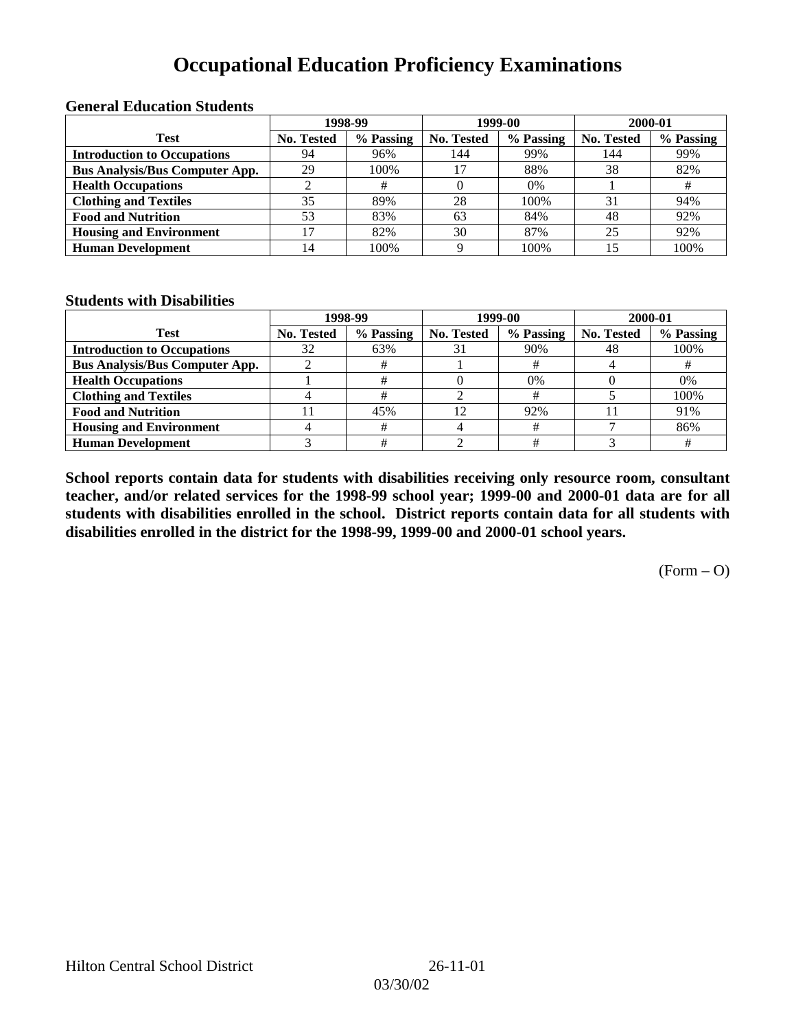# Occupational Education Proficiency Examinations

### General Education Students

| Test | 1998-99 | | 1999-00 | | 2000-01 | |
|---|---|---|---|---|---|---|
| | No. Tested | % Passing | No. Tested | % Passing | No. Tested | % Passing |
| **Introduction to Occupations** | 94 | 96% | 144 | 99% | 144 | 99% |
| **Bus Analysis/Bus Computer App.** | 29 | 100% | 17 | 88% | 38 | 82% |
| **Health Occupations** | 2 | # | 0 | 0% | 1 | # |
| **Clothing and Textiles** | 35 | 89% | 28 | 100% | 31 | 94% |
| **Food and Nutrition** | 53 | 83% | 63 | 84% | 48 | 92% |
| **Housing and Environment** | 17 | 82% | 30 | 87% | 25 | 92% |
| **Human Development** | 14 | 100% | 9 | 100% | 15 | 100% |

### Students with Disabilities

| Test | 1998-99 | | 1999-00 | | 2000-01 | |
|---|---|---|---|---|---|---|
| | No. Tested | % Passing | No. Tested | % Passing | No. Tested | % Passing |
| **Introduction to Occupations** | 32 | 63% | 31 | 90% | 48 | 100% |
| **Bus Analysis/Bus Computer App.** | 2 | # | 1 | # | 4 | # |
| **Health Occupations** | 1 | # | 0 | 0% | 0 | 0% |
| **Clothing and Textiles** | 4 | # | 2 | # | 5 | 100% |
| **Food and Nutrition** | 11 | 45% | 12 | 92% | 11 | 91% |
| **Housing and Environment** | 4 | # | 4 | # | 7 | 86% |
| **Human Development** | 3 | # | 2 | # | 3 | # |

**School reports contain data for students with disabilities receiving only resource room, consultant teacher, and/or related services for the 1998-99 school year; 1999-00 and 2000-01 data are for all students with disabilities enrolled in the school. District reports contain data for all students with disabilities enrolled in the district for the 1998-99, 1999-00 and 2000-01 school years.**

(Form – O)